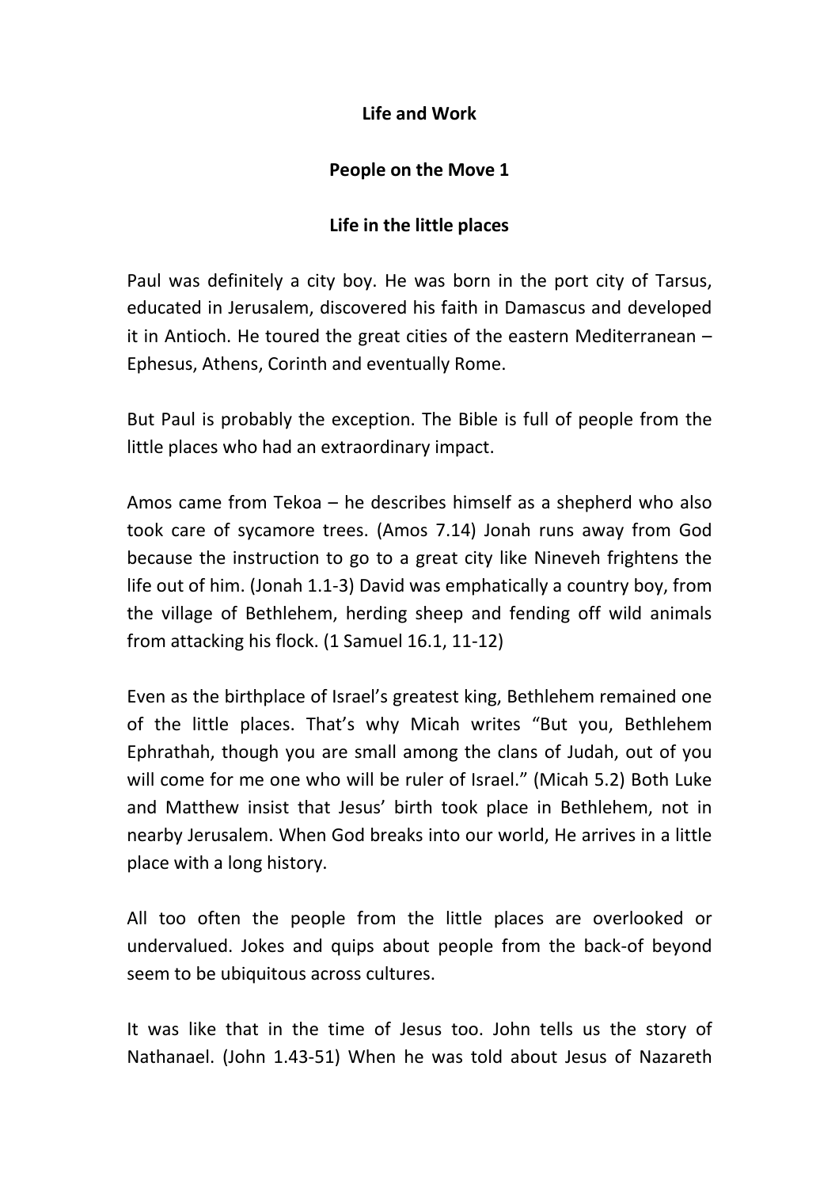**Life and Work**

**People on the Move 1**

**Life in the little places**

Paul was definitely a city boy. He was born in the port city of Tarsus, educated in Jerusalem, discovered his faith in Damascus and developed it in Antioch. He toured the great cities of the eastern Mediterranean – Ephesus, Athens, Corinth and eventually Rome.

But Paul is probably the exception. The Bible is full of people from the little places who had an extraordinary impact.

Amos came from Tekoa – he describes himself as a shepherd who also took care of sycamore trees. (Amos 7.14) Jonah runs away from God because the instruction to go to a great city like Nineveh frightens the life out of him. (Jonah 1.1-3) David was emphatically a country boy, from the village of Bethlehem, herding sheep and fending off wild animals from attacking his flock. (1 Samuel 16.1, 11-12)

Even as the birthplace of Israel's greatest king, Bethlehem remained one of the little places. That's why Micah writes "But you, Bethlehem Ephrathah, though you are small among the clans of Judah, out of you will come for me one who will be ruler of Israel." (Micah 5.2) Both Luke and Matthew insist that Jesus' birth took place in Bethlehem, not in nearby Jerusalem. When God breaks into our world, He arrives in a little place with a long history.

All too often the people from the little places are overlooked or undervalued. Jokes and quips about people from the back-of beyond seem to be ubiquitous across cultures.

It was like that in the time of Jesus too. John tells us the story of Nathanael. (John 1.43-51) When he was told about Jesus of Nazareth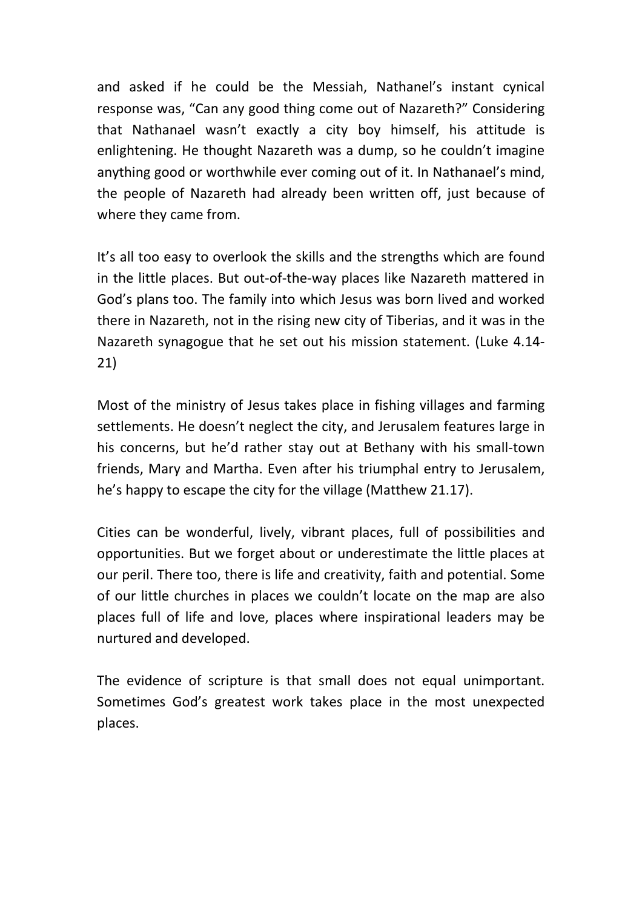and asked if he could be the Messiah, Nathanel's instant cynical response was, "Can any good thing come out of Nazareth?" Considering that Nathanael wasn't exactly a city boy himself, his attitude is enlightening. He thought Nazareth was a dump, so he couldn't imagine anything good or worthwhile ever coming out of it. In Nathanael's mind, the people of Nazareth had already been written off, just because of where they came from.

It's all too easy to overlook the skills and the strengths which are found in the little places. But out-of-the-way places like Nazareth mattered in God's plans too. The family into which Jesus was born lived and worked there in Nazareth, not in the rising new city of Tiberias, and it was in the Nazareth synagogue that he set out his mission statement. (Luke 4.14-21)

Most of the ministry of Jesus takes place in fishing villages and farming settlements. He doesn't neglect the city, and Jerusalem features large in his concerns, but he'd rather stay out at Bethany with his small-town friends, Mary and Martha. Even after his triumphal entry to Jerusalem, he's happy to escape the city for the village (Matthew 21.17).

Cities can be wonderful, lively, vibrant places, full of possibilities and opportunities. But we forget about or underestimate the little places at our peril. There too, there is life and creativity, faith and potential. Some of our little churches in places we couldn't locate on the map are also places full of life and love, places where inspirational leaders may be nurtured and developed.

The evidence of scripture is that small does not equal unimportant. Sometimes God's greatest work takes place in the most unexpected places.